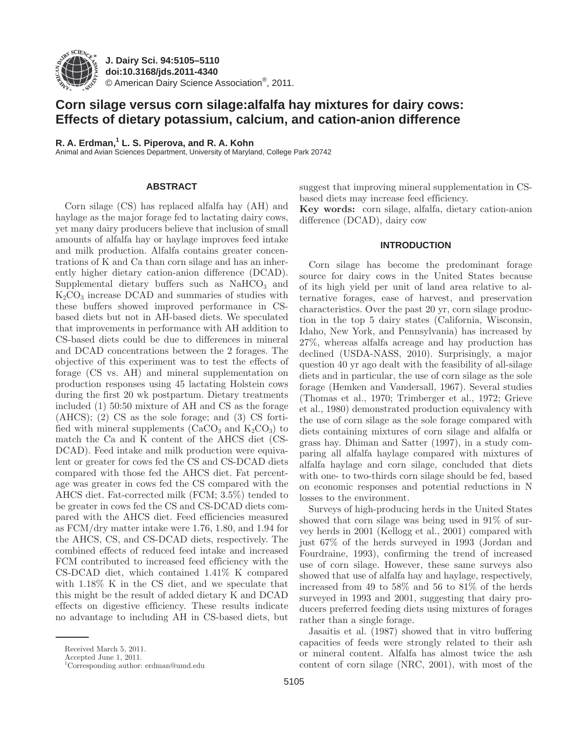# Corn silage versus corn silage:alfalfa hay mixtures for dairy cows: Effects of dietary potassium, calcium, and cation-anion difference

**R. A. Erdman,[1] L. S. Piperova, and R. A. Kohn**

Animal and Avian Sciences Department, University of Maryland, College Park 20742

## ABSTRACT

Corn silage (CS) has replaced alfalfa hay (AH) and haylage as the major forage fed to lactating dairy cows, yet many dairy producers believe that inclusion of small amounts of alfalfa hay or haylage improves feed intake and milk production. Alfalfa contains greater concentrations of K and Ca than corn silage and has an inherently higher dietary cation-anion difference (DCAD). Supplemental dietary buffers such as $NaHCO_3$ and $K_2CO_3$ increase DCAD and summaries of studies with these buffers showed improved performance in CS-based diets but not in AH-based diets. We speculated that improvements in performance with AH addition to CS-based diets could be due to differences in mineral and DCAD concentrations between the 2 forages. The objective of this experiment was to test the effects of forage (CS vs. AH) and mineral supplementation on production responses using 45 lactating Holstein cows during the first 20 wk postpartum. Dietary treatments included (1) 50:50 mixture of AH and CS as the forage (AHCS); (2) CS as the sole forage; and (3) CS fortified with mineral supplements ($CaCO_3$ and $K_2CO_3$) to match the Ca and K content of the AHCS diet (CS-DCAD). Feed intake and milk production were equivalent or greater for cows fed the CS and CS-DCAD diets compared with those fed the AHCS diet. Fat percentage was greater in cows fed the CS compared with the AHCS diet. Fat-corrected milk (FCM; 3.5%) tended to be greater in cows fed the CS and CS-DCAD diets compared with the AHCS diet. Feed efficiencies measured as FCM/dry matter intake were 1.76, 1.80, and 1.94 for the AHCS, CS, and CS-DCAD diets, respectively. The combined effects of reduced feed intake and increased FCM contributed to increased feed efficiency with the CS-DCAD diet, which contained 1.41% K compared with 1.18% K in the CS diet, and we speculate that this might be the result of added dietary K and DCAD effects on digestive efficiency. These results indicate no advantage to including AH in CS-based diets, but suggest that improving mineral supplementation in CS-based diets may increase feed efficiency.

**Key words:** corn silage, alfalfa, dietary cation-anion difference (DCAD), dairy cow

## INTRODUCTION

Corn silage has become the predominant forage source for dairy cows in the United States because of its high yield per unit of land area relative to alternative forages, ease of harvest, and preservation characteristics. Over the past 20 yr, corn silage production in the top 5 dairy states (California, Wisconsin, Idaho, New York, and Pennsylvania) has increased by 27%, whereas alfalfa acreage and hay production has declined (USDA-NASS, 2010). Surprisingly, a major question 40 yr ago dealt with the feasibility of all-silage diets and in particular, the use of corn silage as the sole forage (Hemken and Vandersall, 1967). Several studies (Thomas et al., 1970; Trimberger et al., 1972; Grieve et al., 1980) demonstrated production equivalency with the use of corn silage as the sole forage compared with diets containing mixtures of corn silage and alfalfa or grass hay. Dhiman and Satter (1997), in a study comparing all alfalfa haylage compared with mixtures of alfalfa haylage and corn silage, concluded that diets with one- to two-thirds corn silage should be fed, based on economic responses and potential reductions in N losses to the environment.

Surveys of high-producing herds in the United States showed that corn silage was being used in 91% of survey herds in 2001 (Kellogg et al., 2001) compared with just 67% of the herds surveyed in 1993 (Jordan and Fourdraine, 1993), confirming the trend of increased use of corn silage. However, these same surveys also showed that use of alfalfa hay and haylage, respectively, increased from 49 to 58% and 56 to 81% of the herds surveyed in 1993 and 2001, suggesting that dairy producers preferred feeding diets using mixtures of forages rather than a single forage.

Jasaitis et al. (1987) showed that in vitro buffering capacities of feeds were strongly related to their ash or mineral content. Alfalfa has almost twice the ash content of corn silage (NRC, 2001), with most of the

Received March 5, 2011.

Accepted June 1, 2011.

[1]Corresponding author: erdman@umd.edu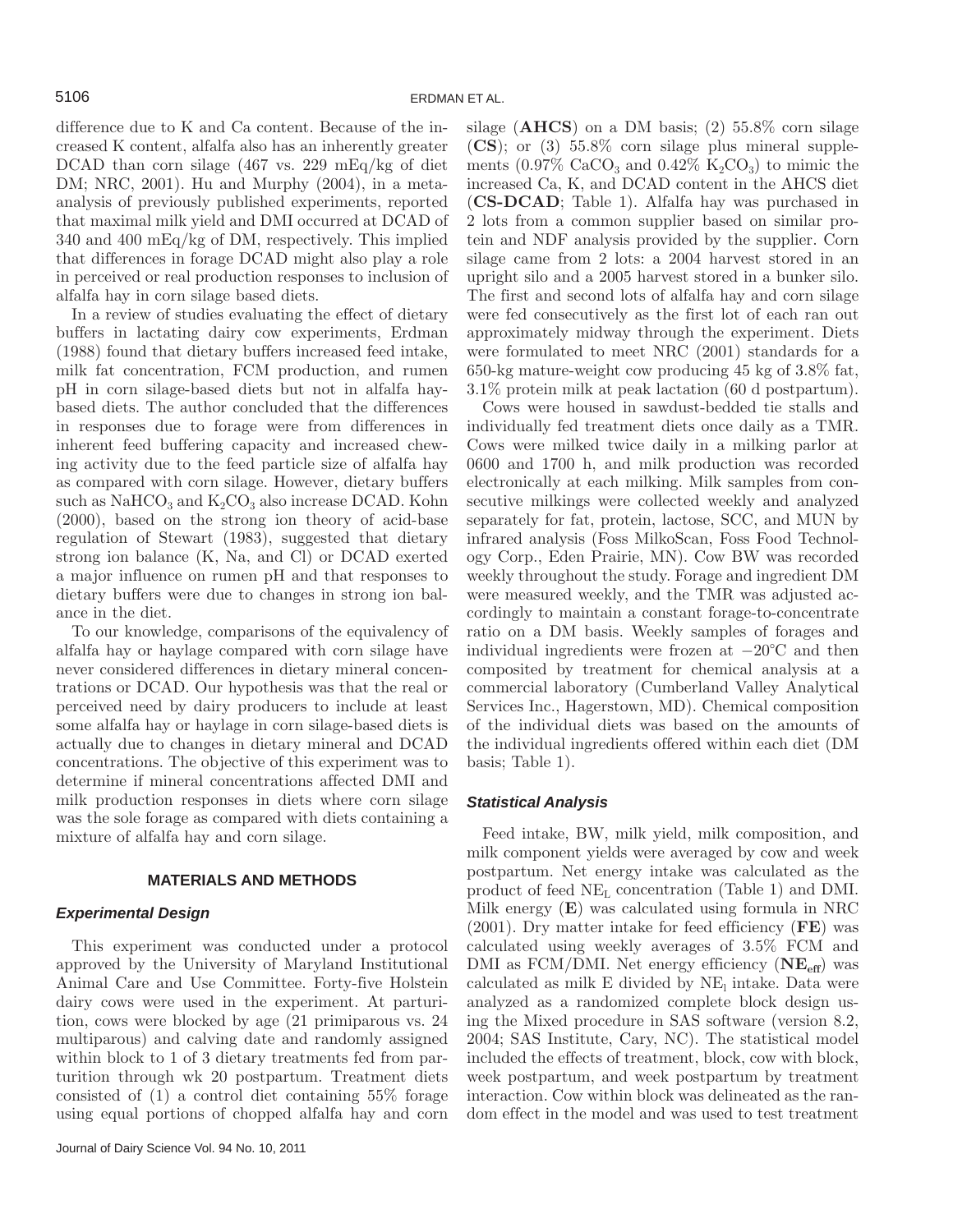difference due to K and Ca content. Because of the increased K content, alfalfa also has an inherently greater DCAD than corn silage (467 vs. 229 mEq/kg of diet DM; NRC, 2001). Hu and Murphy (2004), in a meta-analysis of previously published experiments, reported that maximal milk yield and DMI occurred at DCAD of 340 and 400 mEq/kg of DM, respectively. This implied that differences in forage DCAD might also play a role in perceived or real production responses to inclusion of alfalfa hay in corn silage based diets.

In a review of studies evaluating the effect of dietary buffers in lactating dairy cow experiments, Erdman (1988) found that dietary buffers increased feed intake, milk fat concentration, FCM production, and rumen pH in corn silage-based diets but not in alfalfa hay-based diets. The author concluded that the differences in responses due to forage were from differences in inherent feed buffering capacity and increased chewing activity due to the feed particle size of alfalfa hay as compared with corn silage. However, dietary buffers such as $NaHCO_3$ and $K_2CO_3$ also increase DCAD. Kohn (2000), based on the strong ion theory of acid-base regulation of Stewart (1983), suggested that dietary strong ion balance (K, Na, and Cl) or DCAD exerted a major influence on rumen pH and that responses to dietary buffers were due to changes in strong ion balance in the diet.

To our knowledge, comparisons of the equivalency of alfalfa hay or haylage compared with corn silage have never considered differences in dietary mineral concentrations or DCAD. Our hypothesis was that the real or perceived need by dairy producers to include at least some alfalfa hay or haylage in corn silage-based diets is actually due to changes in dietary mineral and DCAD concentrations. The objective of this experiment was to determine if mineral concentrations affected DMI and milk production responses in diets where corn silage was the sole forage as compared with diets containing a mixture of alfalfa hay and corn silage.

## MATERIALS AND METHODS

### Experimental Design

This experiment was conducted under a protocol approved by the University of Maryland Institutional Animal Care and Use Committee. Forty-five Holstein dairy cows were used in the experiment. At parturition, cows were blocked by age (21 primiparous vs. 24 multiparous) and calving date and randomly assigned within block to 1 of 3 dietary treatments fed from parturition through wk 20 postpartum. Treatment diets consisted of (1) a control diet containing 55% forage using equal portions of chopped alfalfa hay and corn silage (**AHCS**) on a DM basis; (2) 55.8% corn silage (**CS**); or (3) 55.8% corn silage plus mineral supplements (0.97% $CaCO_3$ and 0.42% $K_2CO_3$) to mimic the increased Ca, K, and DCAD content in the AHCS diet (**CS-DCAD**; Table 1). Alfalfa hay was purchased in 2 lots from a common supplier based on similar protein and NDF analysis provided by the supplier. Corn silage came from 2 lots: a 2004 harvest stored in an upright silo and a 2005 harvest stored in a bunker silo. The first and second lots of alfalfa hay and corn silage were fed consecutively as the first lot of each ran out approximately midway through the experiment. Diets were formulated to meet NRC (2001) standards for a 650-kg mature-weight cow producing 45 kg of 3.8% fat, 3.1% protein milk at peak lactation (60 d postpartum).

Cows were housed in sawdust-bedded tie stalls and individually fed treatment diets once daily as a TMR. Cows were milked twice daily in a milking parlor at 0600 and 1700 h, and milk production was recorded electronically at each milking. Milk samples from consecutive milkings were collected weekly and analyzed separately for fat, protein, lactose, SCC, and MUN by infrared analysis (Foss MilkoScan, Foss Food Technology Corp., Eden Prairie, MN). Cow BW was recorded weekly throughout the study. Forage and ingredient DM were measured weekly, and the TMR was adjusted accordingly to maintain a constant forage-to-concentrate ratio on a DM basis. Weekly samples of forages and individual ingredients were frozen at −20°C and then composited by treatment for chemical analysis at a commercial laboratory (Cumberland Valley Analytical Services Inc., Hagerstown, MD). Chemical composition of the individual diets was based on the amounts of the individual ingredients offered within each diet (DM basis; Table 1).

### Statistical Analysis

Feed intake, BW, milk yield, milk composition, and milk component yields were averaged by cow and week postpartum. Net energy intake was calculated as the product of feed $NE_L$ concentration (Table 1) and DMI. Milk energy (**E**) was calculated using formula in NRC (2001). Dry matter intake for feed efficiency (**FE**) was calculated using weekly averages of 3.5% FCM and DMI as FCM/DMI. Net energy efficiency (**$NE_{eff}$**) was calculated as milk E divided by $NE_l$ intake. Data were analyzed as a randomized complete block design using the Mixed procedure in SAS software (version 8.2, 2004; SAS Institute, Cary, NC). The statistical model included the effects of treatment, block, cow with block, week postpartum, and week postpartum by treatment interaction. Cow within block was delineated as the random effect in the model and was used to test treatment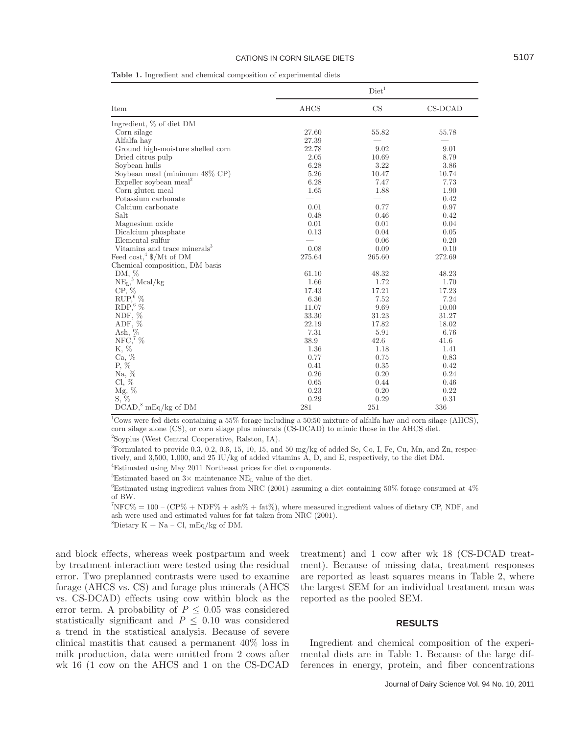**Table 1.** Ingredient and chemical composition of experimental diets

| Item | Diet[1] | | |
|---|---|---|---|
| | AHCS | CS | CS-DCAD |
| Ingredient, % of diet DM | | | |
| Corn silage | 27.60 | 55.82 | 55.78 |
| Alfalfa hay | 27.39 | — | — |
| Ground high-moisture shelled corn | 22.78 | 9.02 | 9.01 |
| Dried citrus pulp | 2.05 | 10.69 | 8.79 |
| Soybean hulls | 6.28 | 3.22 | 3.86 |
| Soybean meal (minimum 48% CP) | 5.26 | 10.47 | 10.74 |
| Expeller soybean meal[2] | 6.28 | 7.47 | 7.73 |
| Corn gluten meal | 1.65 | 1.88 | 1.90 |
| Potassium carbonate | — | — | 0.42 |
| Calcium carbonate | 0.01 | 0.77 | 0.97 |
| Salt | 0.48 | 0.46 | 0.42 |
| Magnesium oxide | 0.01 | 0.01 | 0.04 |
| Dicalcium phosphate | 0.13 | 0.04 | 0.05 |
| Elemental sulfur | — | 0.06 | 0.20 |
| Vitamins and trace minerals[3] | 0.08 | 0.09 | 0.10 |
| Feed cost,[4] \$/Mt of DM | 275.64 | 265.60 | 272.69 |
| Chemical composition, DM basis | | | |
| DM, % | 61.10 | 48.32 | 48.23 |
| $NE_L$,[5] Mcal/kg | 1.66 | 1.72 | 1.70 |
| CP, % | 17.43 | 17.21 | 17.23 |
| RUP,[6] % | 6.36 | 7.52 | 7.24 |
| RDP,[6] % | 11.07 | 9.69 | 10.00 |
| NDF, % | 33.30 | 31.23 | 31.27 |
| ADF, % | 22.19 | 17.82 | 18.02 |
| Ash, % | 7.31 | 5.91 | 6.76 |
| NFC,[7] % | 38.9 | 42.6 | 41.6 |
| K, % | 1.36 | 1.18 | 1.41 |
| Ca, % | 0.77 | 0.75 | 0.83 |
| P, % | 0.41 | 0.35 | 0.42 |
| Na, % | 0.26 | 0.20 | 0.24 |
| Cl, % | 0.65 | 0.44 | 0.46 |
| Mg, % | 0.23 | 0.20 | 0.22 |
| S, % | 0.29 | 0.29 | 0.31 |
| DCAD,[8] mEq/kg of DM | 281 | 251 | 336 |

[1]Cows were fed diets containing a 55% forage including a 50:50 mixture of alfalfa hay and corn silage (AHCS), corn silage alone (CS), or corn silage plus minerals (CS-DCAD) to mimic those in the AHCS diet.

[2]Soyplus (West Central Cooperative, Ralston, IA).

[3]Formulated to provide 0.3, 0.2, 0.6, 15, 10, 15, and 50 mg/kg of added Se, Co, I, Fe, Cu, Mn, and Zn, respectively, and 3,500, 1,000, and 25 IU/kg of added vitamins A, D, and E, respectively, to the diet DM.

[4]Estimated using May 2011 Northeast prices for diet components.

[5]Estimated based on 3× maintenance $NE_L$ value of the diet.

[6]Estimated using ingredient values from NRC (2001) assuming a diet containing 50% forage consumed at 4% of BW.

[7]NFC% = 100 – (CP% + NDF% + ash% + fat%), where measured ingredient values of dietary CP, NDF, and ash were used and estimated values for fat taken from NRC (2001).

[8]Dietary K + Na – Cl, mEq/kg of DM.

and block effects, whereas week postpartum and week by treatment interaction were tested using the residual error. Two preplanned contrasts were used to examine forage (AHCS vs. CS) and forage plus minerals (AHCS vs. CS-DCAD) effects using cow within block as the error term. A probability of $P \leq 0.05$ was considered statistically significant and $P \leq 0.10$ was considered a trend in the statistical analysis. Because of severe clinical mastitis that caused a permanent 40% loss in milk production, data were omitted from 2 cows after wk 16 (1 cow on the AHCS and 1 on the CS-DCAD treatment) and 1 cow after wk 18 (CS-DCAD treatment). Because of missing data, treatment responses are reported as least squares means in Table 2, where the largest SEM for an individual treatment mean was reported as the pooled SEM.

## RESULTS

Ingredient and chemical composition of the experimental diets are in Table 1. Because of the large differences in energy, protein, and fiber concentrations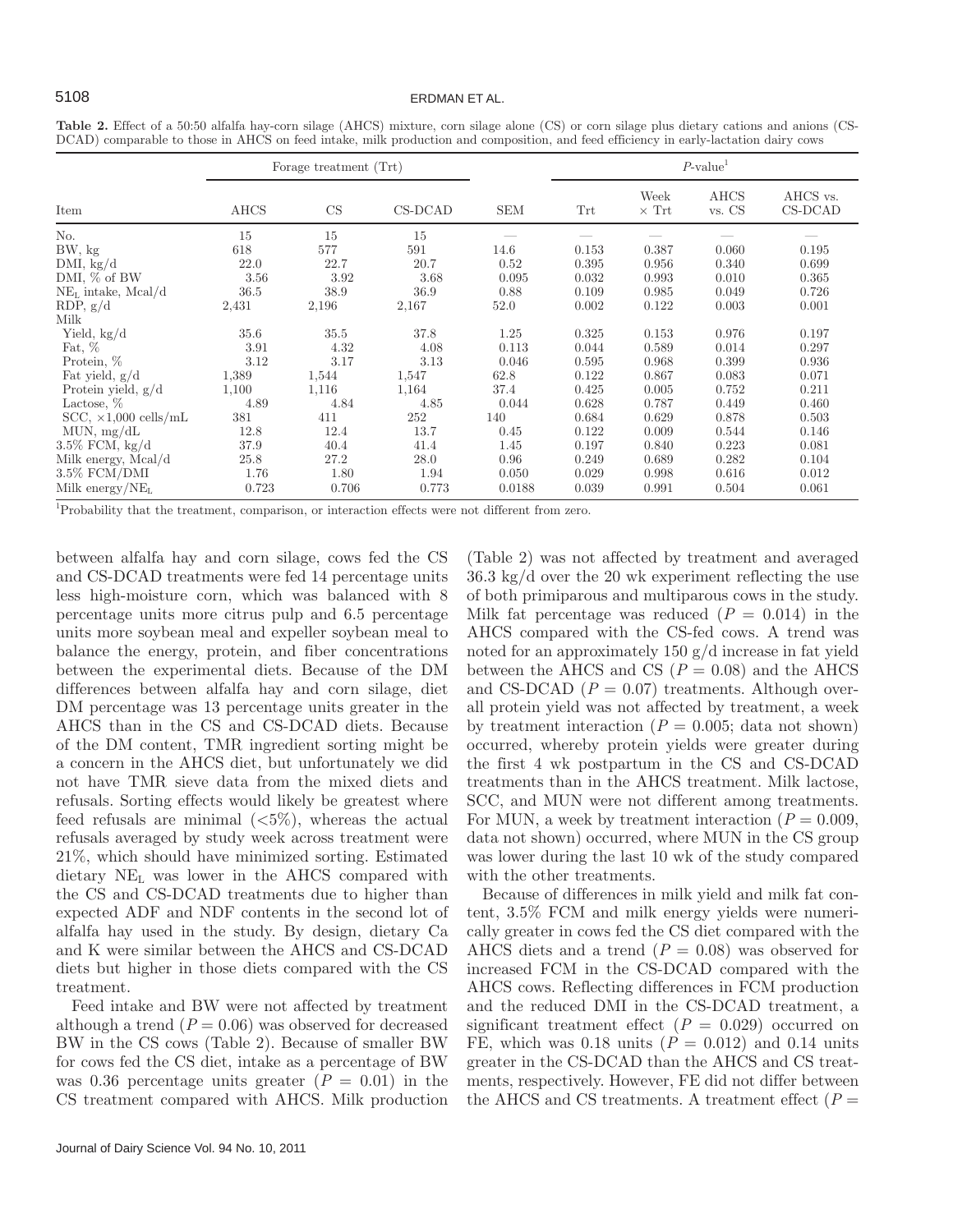**Table 2.** Effect of a 50:50 alfalfa hay-corn silage (AHCS) mixture, corn silage alone (CS) or corn silage plus dietary cations and anions (CS-DCAD) comparable to those in AHCS on feed intake, milk production and composition, and feed efficiency in early-lactation dairy cows

| Item | Forage treatment (Trt) | | | SEM | $P$-value[1] | | | |
|---|---|---|---|---|---|---|---|---|
| | AHCS | CS | CS-DCAD | | Trt | Week × Trt | AHCS vs. CS | AHCS vs. CS-DCAD |
| No. | 15 | 15 | 15 | — | — | — | — | — |
| BW, kg | 618 | 577 | 591 | 14.6 | 0.153 | 0.387 | 0.060 | 0.195 |
| DMI, kg/d | 22.0 | 22.7 | 20.7 | 0.52 | 0.395 | 0.956 | 0.340 | 0.699 |
| DMI, % of BW | 3.56 | 3.92 | 3.68 | 0.095 | 0.032 | 0.993 | 0.010 | 0.365 |
| $NE_L$ intake, Mcal/d | 36.5 | 38.9 | 36.9 | 0.88 | 0.109 | 0.985 | 0.049 | 0.726 |
| RDP, g/d | 2,431 | 2,196 | 2,167 | 52.0 | 0.002 | 0.122 | 0.003 | 0.001 |
| Milk | | | | | | | | |
| Yield, kg/d | 35.6 | 35.5 | 37.8 | 1.25 | 0.325 | 0.153 | 0.976 | 0.197 |
| Fat, % | 3.91 | 4.32 | 4.08 | 0.113 | 0.044 | 0.589 | 0.014 | 0.297 |
| Protein, % | 3.12 | 3.17 | 3.13 | 0.046 | 0.595 | 0.968 | 0.399 | 0.936 |
| Fat yield, g/d | 1,389 | 1,544 | 1,547 | 62.8 | 0.122 | 0.867 | 0.083 | 0.071 |
| Protein yield, g/d | 1,100 | 1,116 | 1,164 | 37.4 | 0.425 | 0.005 | 0.752 | 0.211 |
| Lactose, % | 4.89 | 4.84 | 4.85 | 0.044 | 0.628 | 0.787 | 0.449 | 0.460 |
| SCC, ×1,000 cells/mL | 381 | 411 | 252 | 140 | 0.684 | 0.629 | 0.878 | 0.503 |
| MUN, mg/dL | 12.8 | 12.4 | 13.7 | 0.45 | 0.122 | 0.009 | 0.544 | 0.146 |
| 3.5% FCM, kg/d | 37.9 | 40.4 | 41.4 | 1.45 | 0.197 | 0.840 | 0.223 | 0.081 |
| Milk energy, Mcal/d | 25.8 | 27.2 | 28.0 | 0.96 | 0.249 | 0.689 | 0.282 | 0.104 |
| 3.5% FCM/DMI | 1.76 | 1.80 | 1.94 | 0.050 | 0.029 | 0.998 | 0.616 | 0.012 |
| Milk energy/$NE_L$ | 0.723 | 0.706 | 0.773 | 0.0188 | 0.039 | 0.991 | 0.504 | 0.061 |

[1]Probability that the treatment, comparison, or interaction effects were not different from zero.

between alfalfa hay and corn silage, cows fed the CS and CS-DCAD treatments were fed 14 percentage units less high-moisture corn, which was balanced with 8 percentage units more citrus pulp and 6.5 percentage units more soybean meal and expeller soybean meal to balance the energy, protein, and fiber concentrations between the experimental diets. Because of the DM differences between alfalfa hay and corn silage, diet DM percentage was 13 percentage units greater in the AHCS than in the CS and CS-DCAD diets. Because of the DM content, TMR ingredient sorting might be a concern in the AHCS diet, but unfortunately we did not have TMR sieve data from the mixed diets and refusals. Sorting effects would likely be greatest where feed refusals are minimal (<5%), whereas the actual refusals averaged by study week across treatment were 21%, which should have minimized sorting. Estimated dietary $NE_L$ was lower in the AHCS compared with the CS and CS-DCAD treatments due to higher than expected ADF and NDF contents in the second lot of alfalfa hay used in the study. By design, dietary Ca and K were similar between the AHCS and CS-DCAD diets but higher in those diets compared with the CS treatment.

Feed intake and BW were not affected by treatment although a trend ($P = 0.06$) was observed for decreased BW in the CS cows (Table 2). Because of smaller BW for cows fed the CS diet, intake as a percentage of BW was 0.36 percentage units greater ($P = 0.01$) in the CS treatment compared with AHCS. Milk production (Table 2) was not affected by treatment and averaged 36.3 kg/d over the 20 wk experiment reflecting the use of both primiparous and multiparous cows in the study. Milk fat percentage was reduced ($P = 0.014$) in the AHCS compared with the CS-fed cows. A trend was noted for an approximately 150 g/d increase in fat yield between the AHCS and CS ($P = 0.08$) and the AHCS and CS-DCAD ($P = 0.07$) treatments. Although overall protein yield was not affected by treatment, a week by treatment interaction ($P = 0.005$; data not shown) occurred, whereby protein yields were greater during the first 4 wk postpartum in the CS and CS-DCAD treatments than in the AHCS treatment. Milk lactose, SCC, and MUN were not different among treatments. For MUN, a week by treatment interaction ($P = 0.009$, data not shown) occurred, where MUN in the CS group was lower during the last 10 wk of the study compared with the other treatments.

Because of differences in milk yield and milk fat content, 3.5% FCM and milk energy yields were numerically greater in cows fed the CS diet compared with the AHCS diets and a trend ($P = 0.08$) was observed for increased FCM in the CS-DCAD compared with the AHCS cows. Reflecting differences in FCM production and the reduced DMI in the CS-DCAD treatment, a significant treatment effect ($P = 0.029$) occurred on FE, which was 0.18 units ($P = 0.012$) and 0.14 units greater in the CS-DCAD than the AHCS and CS treatments, respectively. However, FE did not differ between the AHCS and CS treatments. A treatment effect ($P =$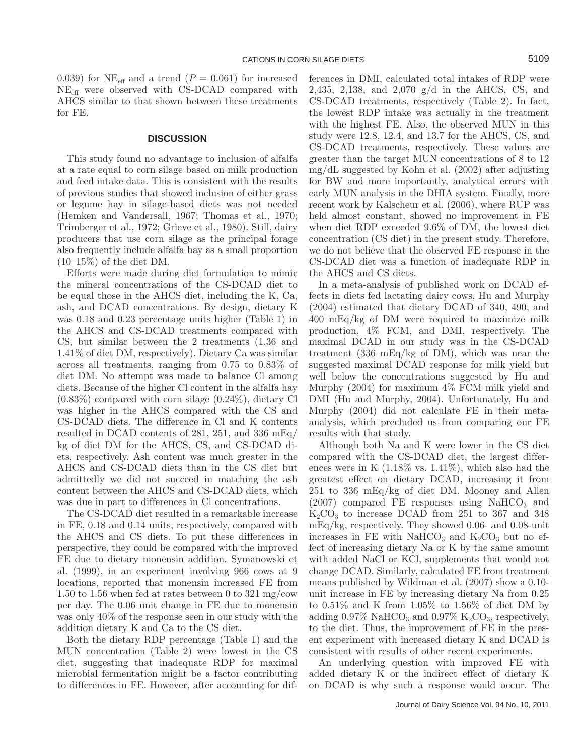0.039) for $NE_{eff}$ and a trend ($P = 0.061$) for increased $NE_{eff}$ were observed with CS-DCAD compared with AHCS similar to that shown between these treatments for FE.

## DISCUSSION

This study found no advantage to inclusion of alfalfa at a rate equal to corn silage based on milk production and feed intake data. This is consistent with the results of previous studies that showed inclusion of either grass or legume hay in silage-based diets was not needed (Hemken and Vandersall, 1967; Thomas et al., 1970; Trimberger et al., 1972; Grieve et al., 1980). Still, dairy producers that use corn silage as the principal forage also frequently include alfalfa hay as a small proportion (10–15%) of the diet DM.

Efforts were made during diet formulation to mimic the mineral concentrations of the CS-DCAD diet to be equal those in the AHCS diet, including the K, Ca, ash, and DCAD concentrations. By design, dietary K was 0.18 and 0.23 percentage units higher (Table 1) in the AHCS and CS-DCAD treatments compared with CS, but similar between the 2 treatments (1.36 and 1.41% of diet DM, respectively). Dietary Ca was similar across all treatments, ranging from 0.75 to 0.83% of diet DM. No attempt was made to balance Cl among diets. Because of the higher Cl content in the alfalfa hay (0.83%) compared with corn silage (0.24%), dietary Cl was higher in the AHCS compared with the CS and CS-DCAD diets. The difference in Cl and K contents resulted in DCAD contents of 281, 251, and 336 mEq/kg of diet DM for the AHCS, CS, and CS-DCAD diets, respectively. Ash content was much greater in the AHCS and CS-DCAD diets than in the CS diet but admittedly we did not succeed in matching the ash content between the AHCS and CS-DCAD diets, which was due in part to differences in Cl concentrations.

The CS-DCAD diet resulted in a remarkable increase in FE, 0.18 and 0.14 units, respectively, compared with the AHCS and CS diets. To put these differences in perspective, they could be compared with the improved FE due to dietary monensin addition. Symanowski et al. (1999), in an experiment involving 966 cows at 9 locations, reported that monensin increased FE from 1.50 to 1.56 when fed at rates between 0 to 321 mg/cow per day. The 0.06 unit change in FE due to monensin was only 40% of the response seen in our study with the addition dietary K and Ca to the CS diet.

Both the dietary RDP percentage (Table 1) and the MUN concentration (Table 2) were lowest in the CS diet, suggesting that inadequate RDP for maximal microbial fermentation might be a factor contributing to differences in FE. However, after accounting for differences in DMI, calculated total intakes of RDP were 2,435, 2,138, and 2,070 g/d in the AHCS, CS, and CS-DCAD treatments, respectively (Table 2). In fact, the lowest RDP intake was actually in the treatment with the highest FE. Also, the observed MUN in this study were 12.8, 12.4, and 13.7 for the AHCS, CS, and CS-DCAD treatments, respectively. These values are greater than the target MUN concentrations of 8 to 12 mg/dL suggested by Kohn et al. (2002) after adjusting for BW and more importantly, analytical errors with early MUN analysis in the DHIA system. Finally, more recent work by Kalscheur et al. (2006), where RUP was held almost constant, showed no improvement in FE when diet RDP exceeded 9.6% of DM, the lowest diet concentration (CS diet) in the present study. Therefore, we do not believe that the observed FE response in the CS-DCAD diet was a function of inadequate RDP in the AHCS and CS diets.

In a meta-analysis of published work on DCAD effects in diets fed lactating dairy cows, Hu and Murphy (2004) estimated that dietary DCAD of 340, 490, and 400 mEq/kg of DM were required to maximize milk production, 4% FCM, and DMI, respectively. The maximal DCAD in our study was in the CS-DCAD treatment (336 mEq/kg of DM), which was near the suggested maximal DCAD response for milk yield but well below the concentrations suggested by Hu and Murphy (2004) for maximum 4% FCM milk yield and DMI (Hu and Murphy, 2004). Unfortunately, Hu and Murphy (2004) did not calculate FE in their meta-analysis, which precluded us from comparing our FE results with that study.

Although both Na and K were lower in the CS diet compared with the CS-DCAD diet, the largest differences were in K (1.18% vs. 1.41%), which also had the greatest effect on dietary DCAD, increasing it from 251 to 336 mEq/kg of diet DM. Mooney and Allen (2007) compared FE responses using $NaHCO_3$ and $K_2CO_3$ to increase DCAD from 251 to 367 and 348 mEq/kg, respectively. They showed 0.06- and 0.08-unit increases in FE with $NaHCO_3$ and $K_2CO_3$ but no effect of increasing dietary Na or K by the same amount with added NaCl or KCl, supplements that would not change DCAD. Similarly, calculated FE from treatment means published by Wildman et al. (2007) show a 0.10-unit increase in FE by increasing dietary Na from 0.25 to 0.51% and K from 1.05% to 1.56% of diet DM by adding 0.97% $NaHCO_3$ and 0.97% $K_2CO_3$, respectively, to the diet. Thus, the improvement of FE in the present experiment with increased dietary K and DCAD is consistent with results of other recent experiments.

An underlying question with improved FE with added dietary K or the indirect effect of dietary K on DCAD is why such a response would occur. The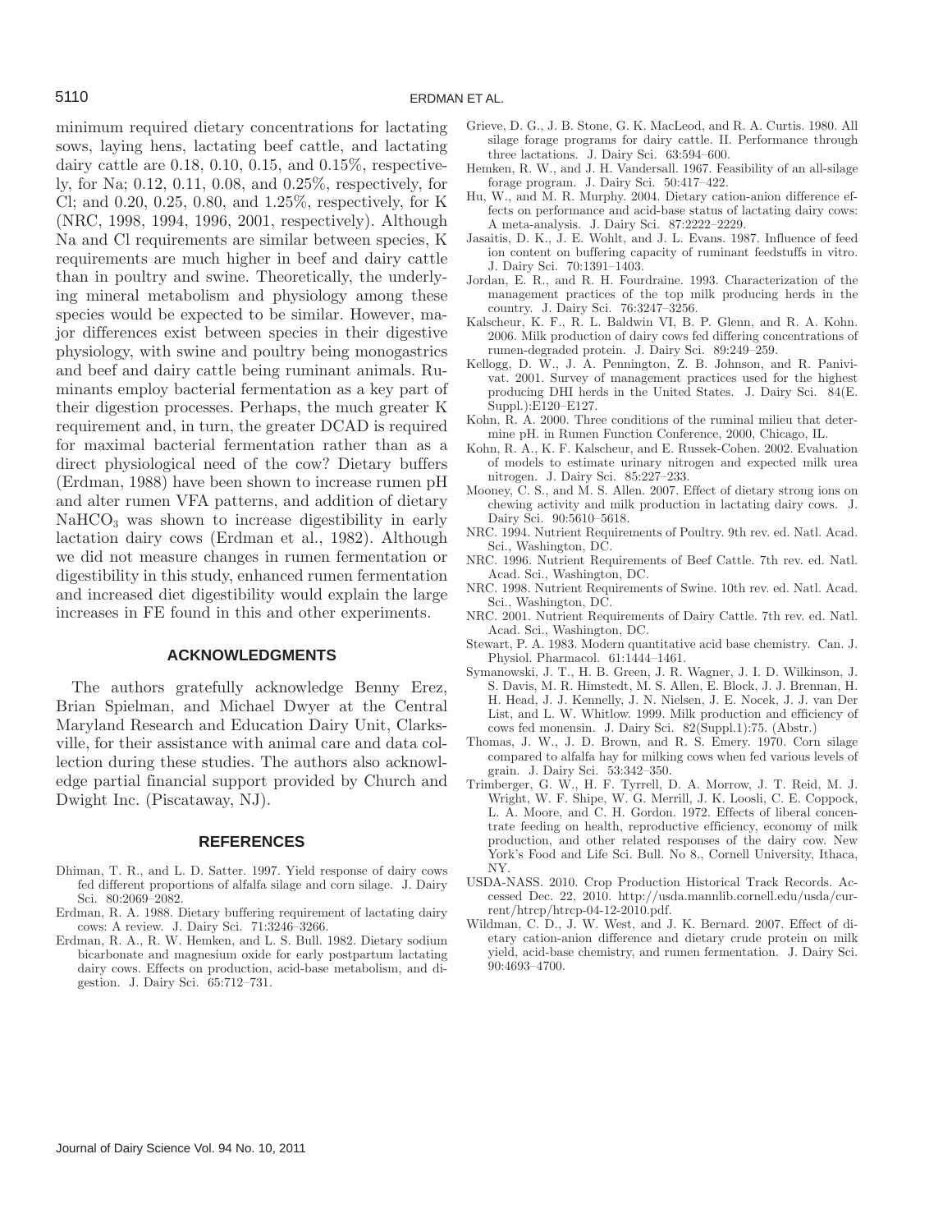minimum required dietary concentrations for lactating sows, laying hens, lactating beef cattle, and lactating dairy cattle are 0.18, 0.10, 0.15, and 0.15%, respectively, for Na; 0.12, 0.11, 0.08, and 0.25%, respectively, for Cl; and 0.20, 0.25, 0.80, and 1.25%, respectively, for K (NRC, 1998, 1994, 1996, 2001, respectively). Although Na and Cl requirements are similar between species, K requirements are much higher in beef and dairy cattle than in poultry and swine. Theoretically, the underlying mineral metabolism and physiology among these species would be expected to be similar. However, major differences exist between species in their digestive physiology, with swine and poultry being monogastrics and beef and dairy cattle being ruminant animals. Ruminants employ bacterial fermentation as a key part of their digestion processes. Perhaps, the much greater K requirement and, in turn, the greater DCAD is required for maximal bacterial fermentation rather than as a direct physiological need of the cow? Dietary buffers (Erdman, 1988) have been shown to increase rumen pH and alter rumen VFA patterns, and addition of dietary $NaHCO_3$ was shown to increase digestibility in early lactation dairy cows (Erdman et al., 1982). Although we did not measure changes in rumen fermentation or digestibility in this study, enhanced rumen fermentation and increased diet digestibility would explain the large increases in FE found in this and other experiments.

## ACKNOWLEDGMENTS

The authors gratefully acknowledge Benny Erez, Brian Spielman, and Michael Dwyer at the Central Maryland Research and Education Dairy Unit, Clarksville, for their assistance with animal care and data collection during these studies. The authors also acknowledge partial financial support provided by Church and Dwight Inc. (Piscataway, NJ).

## REFERENCES

Dhiman, T. R., and L. D. Satter. 1997. Yield response of dairy cows fed different proportions of alfalfa silage and corn silage. J. Dairy Sci. 80:2069–2082.

Erdman, R. A. 1988. Dietary buffering requirement of lactating dairy cows: A review. J. Dairy Sci. 71:3246–3266.

Erdman, R. A., R. W. Hemken, and L. S. Bull. 1982. Dietary sodium bicarbonate and magnesium oxide for early postpartum lactating dairy cows. Effects on production, acid-base metabolism, and digestion. J. Dairy Sci. 65:712–731.

Grieve, D. G., J. B. Stone, G. K. MacLeod, and R. A. Curtis. 1980. All silage forage programs for dairy cattle. II. Performance through three lactations. J. Dairy Sci. 63:594–600.

Hemken, R. W., and J. H. Vandersall. 1967. Feasibility of an all-silage forage program. J. Dairy Sci. 50:417–422.

Hu, W., and M. R. Murphy. 2004. Dietary cation-anion difference effects on performance and acid-base status of lactating dairy cows: A meta-analysis. J. Dairy Sci. 87:2222–2229.

Jasaitis, D. K., J. E. Wohlt, and J. L. Evans. 1987. Influence of feed ion content on buffering capacity of ruminant feedstuffs in vitro. J. Dairy Sci. 70:1391–1403.

Jordan, E. R., and R. H. Fourdraine. 1993. Characterization of the management practices of the top milk producing herds in the country. J. Dairy Sci. 76:3247–3256.

Kalscheur, K. F., R. L. Baldwin VI, B. P. Glenn, and R. A. Kohn. 2006. Milk production of dairy cows fed differing concentrations of rumen-degraded protein. J. Dairy Sci. 89:249–259.

Kellogg, D. W., J. A. Pennington, Z. B. Johnson, and R. Panivivat. 2001. Survey of management practices used for the highest producing DHI herds in the United States. J. Dairy Sci. 84(E. Suppl.):E120–E127.

Kohn, R. A. 2000. Three conditions of the ruminal milieu that determine pH. in Rumen Function Conference, 2000, Chicago, IL.

Kohn, R. A., K. F. Kalscheur, and E. Russek-Cohen. 2002. Evaluation of models to estimate urinary nitrogen and expected milk urea nitrogen. J. Dairy Sci. 85:227–233.

Mooney, C. S., and M. S. Allen. 2007. Effect of dietary strong ions on chewing activity and milk production in lactating dairy cows. J. Dairy Sci. 90:5610–5618.

NRC. 1994. Nutrient Requirements of Poultry. 9th rev. ed. Natl. Acad. Sci., Washington, DC.

NRC. 1996. Nutrient Requirements of Beef Cattle. 7th rev. ed. Natl. Acad. Sci., Washington, DC.

NRC. 1998. Nutrient Requirements of Swine. 10th rev. ed. Natl. Acad. Sci., Washington, DC.

NRC. 2001. Nutrient Requirements of Dairy Cattle. 7th rev. ed. Natl. Acad. Sci., Washington, DC.

Stewart, P. A. 1983. Modern quantitative acid base chemistry. Can. J. Physiol. Pharmacol. 61:1444–1461.

Symanowski, J. T., H. B. Green, J. R. Wagner, J. I. D. Wilkinson, J. S. Davis, M. R. Himstedt, M. S. Allen, E. Block, J. J. Brennan, H. H. Head, J. J. Kennelly, J. N. Nielsen, J. E. Nocek, J. J. van Der List, and L. W. Whitlow. 1999. Milk production and efficiency of cows fed monensin. J. Dairy Sci. 82(Suppl.1):75. (Abstr.)

Thomas, J. W., J. D. Brown, and R. S. Emery. 1970. Corn silage compared to alfalfa hay for milking cows when fed various levels of grain. J. Dairy Sci. 53:342–350.

Trimberger, G. W., H. F. Tyrrell, D. A. Morrow, J. T. Reid, M. J. Wright, W. F. Shipe, W. G. Merrill, J. K. Loosli, C. E. Coppock, L. A. Moore, and C. H. Gordon. 1972. Effects of liberal concentrate feeding on health, reproductive efficiency, economy of milk production, and other related responses of the dairy cow. New York's Food and Life Sci. Bull. No 8., Cornell University, Ithaca, NY.

USDA-NASS. 2010. Crop Production Historical Track Records. Accessed Dec. 22, 2010. http://usda.mannlib.cornell.edu/usda/current/htrcp/htrcp-04-12-2010.pdf.

Wildman, C. D., J. W. West, and J. K. Bernard. 2007. Effect of dietary cation-anion difference and dietary crude protein on milk yield, acid-base chemistry, and rumen fermentation. J. Dairy Sci. 90:4693–4700.